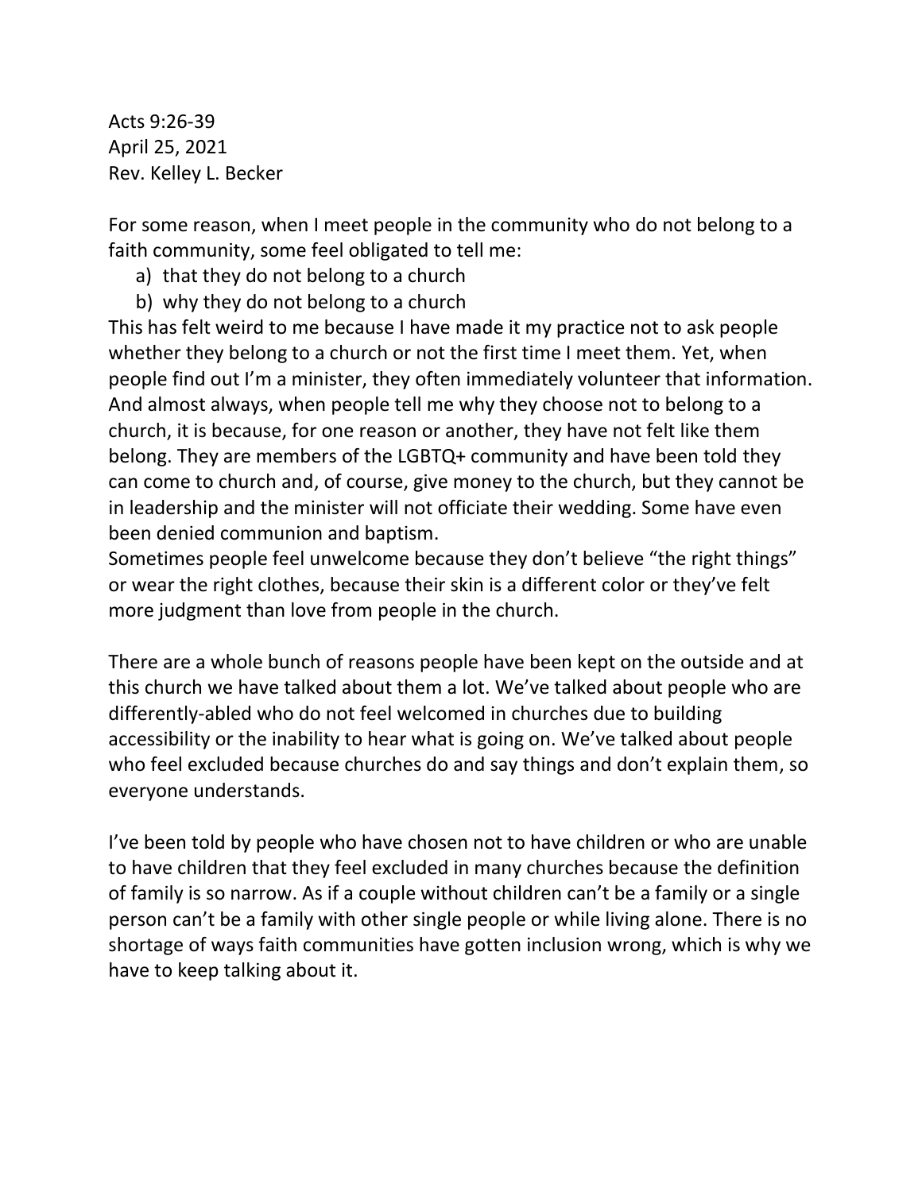Acts 9:26-39
April 25, 2021
Rev. Kelley L. Becker

For some reason, when I meet people in the community who do not belong to a faith community, some feel obligated to tell me:

a) that they do not belong to a church
b) why they do not belong to a church

This has felt weird to me because I have made it my practice not to ask people whether they belong to a church or not the first time I meet them. Yet, when people find out I'm a minister, they often immediately volunteer that information. And almost always, when people tell me why they choose not to belong to a church, it is because, for one reason or another, they have not felt like them belong. They are members of the LGBTQ+ community and have been told they can come to church and, of course, give money to the church, but they cannot be in leadership and the minister will not officiate their wedding. Some have even been denied communion and baptism.

Sometimes people feel unwelcome because they don't believe "the right things" or wear the right clothes, because their skin is a different color or they've felt more judgment than love from people in the church.

There are a whole bunch of reasons people have been kept on the outside and at this church we have talked about them a lot. We've talked about people who are differently-abled who do not feel welcomed in churches due to building accessibility or the inability to hear what is going on. We've talked about people who feel excluded because churches do and say things and don't explain them, so everyone understands.

I've been told by people who have chosen not to have children or who are unable to have children that they feel excluded in many churches because the definition of family is so narrow. As if a couple without children can't be a family or a single person can't be a family with other single people or while living alone. There is no shortage of ways faith communities have gotten inclusion wrong, which is why we have to keep talking about it.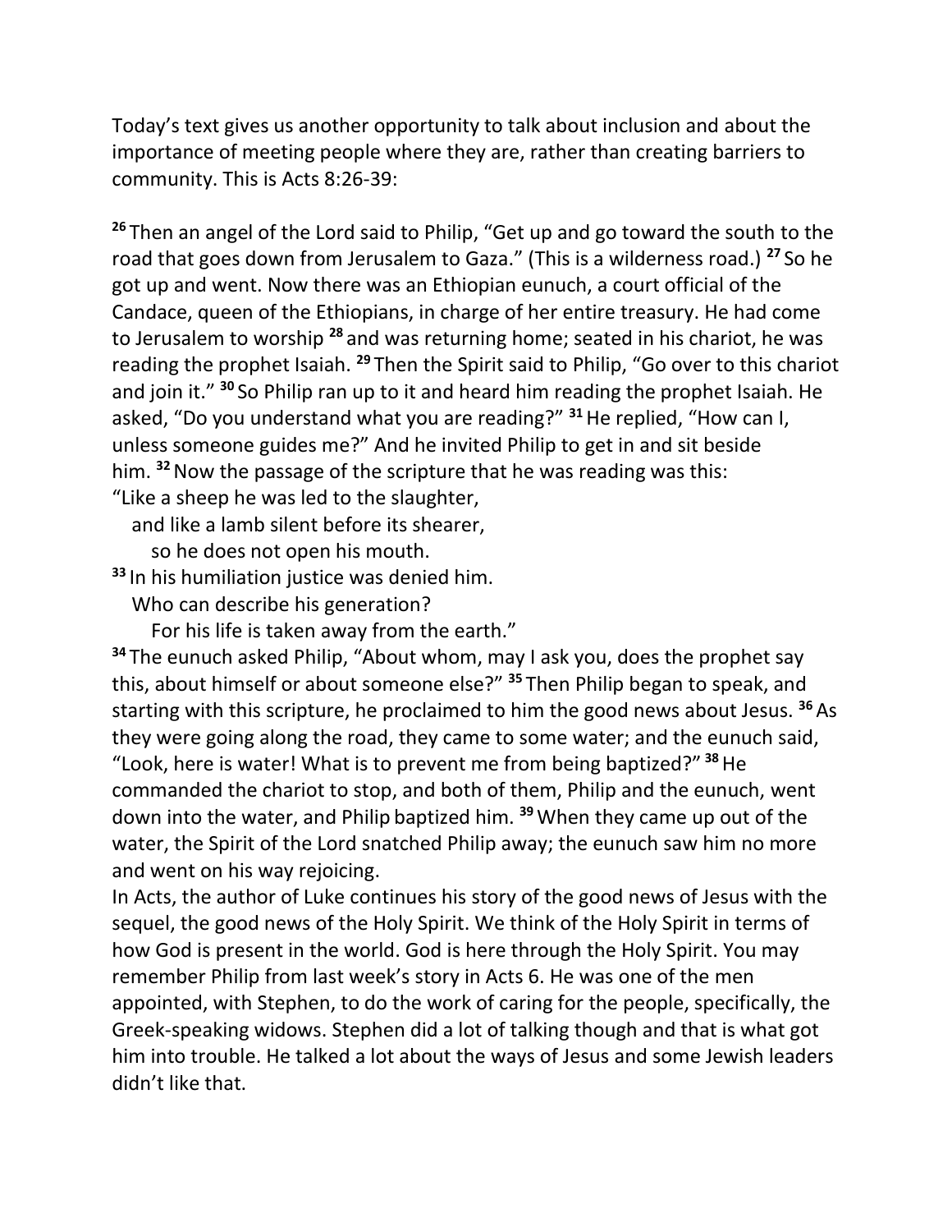Today's text gives us another opportunity to talk about inclusion and about the importance of meeting people where they are, rather than creating barriers to community. This is Acts 8:26-39:

[26] Then an angel of the Lord said to Philip, "Get up and go toward the south to the road that goes down from Jerusalem to Gaza." (This is a wilderness road.) [27] So he got up and went. Now there was an Ethiopian eunuch, a court official of the Candace, queen of the Ethiopians, in charge of her entire treasury. He had come to Jerusalem to worship [28] and was returning home; seated in his chariot, he was reading the prophet Isaiah. [29] Then the Spirit said to Philip, "Go over to this chariot and join it." [30] So Philip ran up to it and heard him reading the prophet Isaiah. He asked, "Do you understand what you are reading?" [31] He replied, "How can I, unless someone guides me?" And he invited Philip to get in and sit beside him. [32] Now the passage of the scripture that he was reading was this:
"Like a sheep he was led to the slaughter,
  and like a lamb silent before its shearer,
    so he does not open his mouth.
[33] In his humiliation justice was denied him.
  Who can describe his generation?
    For his life is taken away from the earth."
[34] The eunuch asked Philip, "About whom, may I ask you, does the prophet say this, about himself or about someone else?" [35] Then Philip began to speak, and starting with this scripture, he proclaimed to him the good news about Jesus. [36] As they were going along the road, they came to some water; and the eunuch said, "Look, here is water! What is to prevent me from being baptized?" [38] He commanded the chariot to stop, and both of them, Philip and the eunuch, went down into the water, and Philip baptized him. [39] When they came up out of the water, the Spirit of the Lord snatched Philip away; the eunuch saw him no more and went on his way rejoicing.
In Acts, the author of Luke continues his story of the good news of Jesus with the sequel, the good news of the Holy Spirit. We think of the Holy Spirit in terms of how God is present in the world. God is here through the Holy Spirit. You may remember Philip from last week's story in Acts 6. He was one of the men appointed, with Stephen, to do the work of caring for the people, specifically, the Greek-speaking widows. Stephen did a lot of talking though and that is what got him into trouble. He talked a lot about the ways of Jesus and some Jewish leaders didn't like that.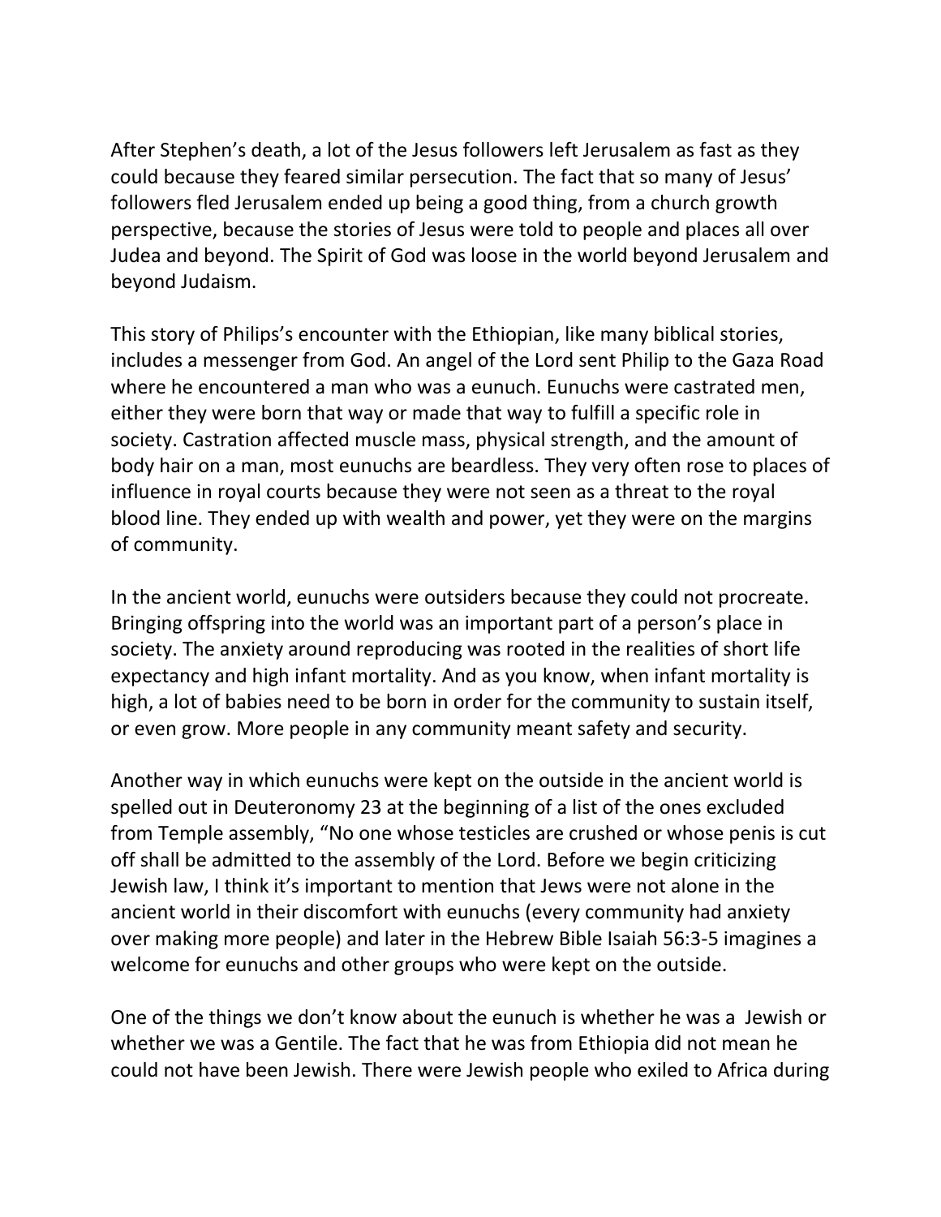After Stephen's death, a lot of the Jesus followers left Jerusalem as fast as they could because they feared similar persecution. The fact that so many of Jesus' followers fled Jerusalem ended up being a good thing, from a church growth perspective, because the stories of Jesus were told to people and places all over Judea and beyond. The Spirit of God was loose in the world beyond Jerusalem and beyond Judaism.

This story of Philips's encounter with the Ethiopian, like many biblical stories, includes a messenger from God. An angel of the Lord sent Philip to the Gaza Road where he encountered a man who was a eunuch. Eunuchs were castrated men, either they were born that way or made that way to fulfill a specific role in society. Castration affected muscle mass, physical strength, and the amount of body hair on a man, most eunuchs are beardless. They very often rose to places of influence in royal courts because they were not seen as a threat to the royal blood line. They ended up with wealth and power, yet they were on the margins of community.

In the ancient world, eunuchs were outsiders because they could not procreate. Bringing offspring into the world was an important part of a person's place in society. The anxiety around reproducing was rooted in the realities of short life expectancy and high infant mortality. And as you know, when infant mortality is high, a lot of babies need to be born in order for the community to sustain itself, or even grow. More people in any community meant safety and security.

Another way in which eunuchs were kept on the outside in the ancient world is spelled out in Deuteronomy 23 at the beginning of a list of the ones excluded from Temple assembly, "No one whose testicles are crushed or whose penis is cut off shall be admitted to the assembly of the Lord. Before we begin criticizing Jewish law, I think it's important to mention that Jews were not alone in the ancient world in their discomfort with eunuchs (every community had anxiety over making more people) and later in the Hebrew Bible Isaiah 56:3-5 imagines a welcome for eunuchs and other groups who were kept on the outside.

One of the things we don't know about the eunuch is whether he was a Jewish or whether we was a Gentile. The fact that he was from Ethiopia did not mean he could not have been Jewish. There were Jewish people who exiled to Africa during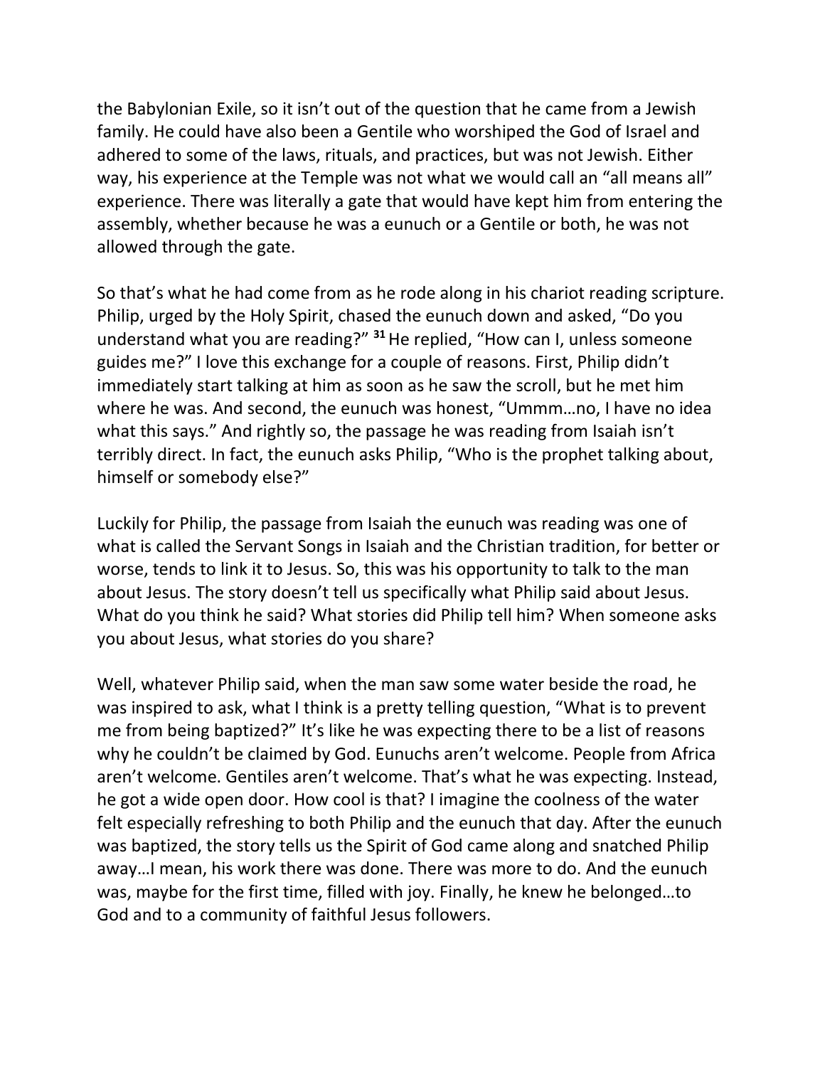the Babylonian Exile, so it isn't out of the question that he came from a Jewish family. He could have also been a Gentile who worshiped the God of Israel and adhered to some of the laws, rituals, and practices, but was not Jewish. Either way, his experience at the Temple was not what we would call an "all means all" experience. There was literally a gate that would have kept him from entering the assembly, whether because he was a eunuch or a Gentile or both, he was not allowed through the gate.

So that's what he had come from as he rode along in his chariot reading scripture. Philip, urged by the Holy Spirit, chased the eunuch down and asked, "Do you understand what you are reading?" [31] He replied, "How can I, unless someone guides me?" I love this exchange for a couple of reasons. First, Philip didn't immediately start talking at him as soon as he saw the scroll, but he met him where he was. And second, the eunuch was honest, "Ummm…no, I have no idea what this says." And rightly so, the passage he was reading from Isaiah isn't terribly direct. In fact, the eunuch asks Philip, "Who is the prophet talking about, himself or somebody else?"

Luckily for Philip, the passage from Isaiah the eunuch was reading was one of what is called the Servant Songs in Isaiah and the Christian tradition, for better or worse, tends to link it to Jesus. So, this was his opportunity to talk to the man about Jesus. The story doesn't tell us specifically what Philip said about Jesus. What do you think he said? What stories did Philip tell him? When someone asks you about Jesus, what stories do you share?

Well, whatever Philip said, when the man saw some water beside the road, he was inspired to ask, what I think is a pretty telling question, "What is to prevent me from being baptized?" It's like he was expecting there to be a list of reasons why he couldn't be claimed by God. Eunuchs aren't welcome. People from Africa aren't welcome. Gentiles aren't welcome. That's what he was expecting. Instead, he got a wide open door. How cool is that? I imagine the coolness of the water felt especially refreshing to both Philip and the eunuch that day. After the eunuch was baptized, the story tells us the Spirit of God came along and snatched Philip away…I mean, his work there was done. There was more to do. And the eunuch was, maybe for the first time, filled with joy. Finally, he knew he belonged…to God and to a community of faithful Jesus followers.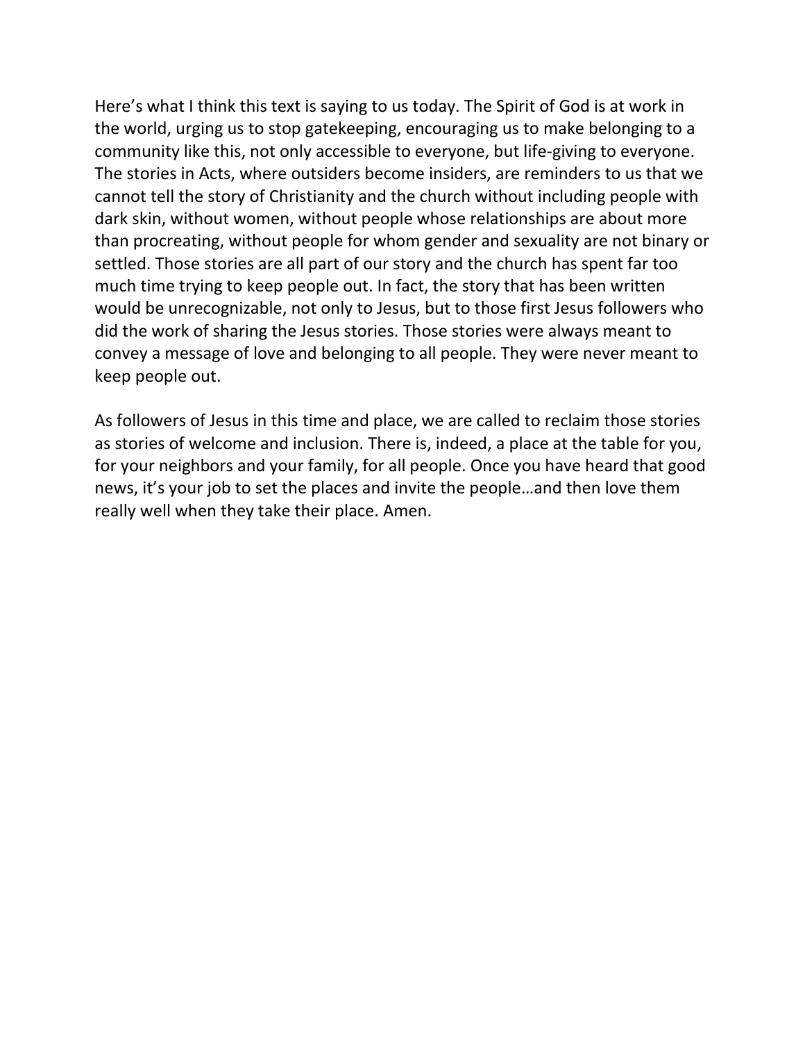Here's what I think this text is saying to us today. The Spirit of God is at work in the world, urging us to stop gatekeeping, encouraging us to make belonging to a community like this, not only accessible to everyone, but life-giving to everyone. The stories in Acts, where outsiders become insiders, are reminders to us that we cannot tell the story of Christianity and the church without including people with dark skin, without women, without people whose relationships are about more than procreating, without people for whom gender and sexuality are not binary or settled. Those stories are all part of our story and the church has spent far too much time trying to keep people out. In fact, the story that has been written would be unrecognizable, not only to Jesus, but to those first Jesus followers who did the work of sharing the Jesus stories. Those stories were always meant to convey a message of love and belonging to all people. They were never meant to keep people out.

As followers of Jesus in this time and place, we are called to reclaim those stories as stories of welcome and inclusion. There is, indeed, a place at the table for you, for your neighbors and your family, for all people. Once you have heard that good news, it's your job to set the places and invite the people…and then love them really well when they take their place. Amen.